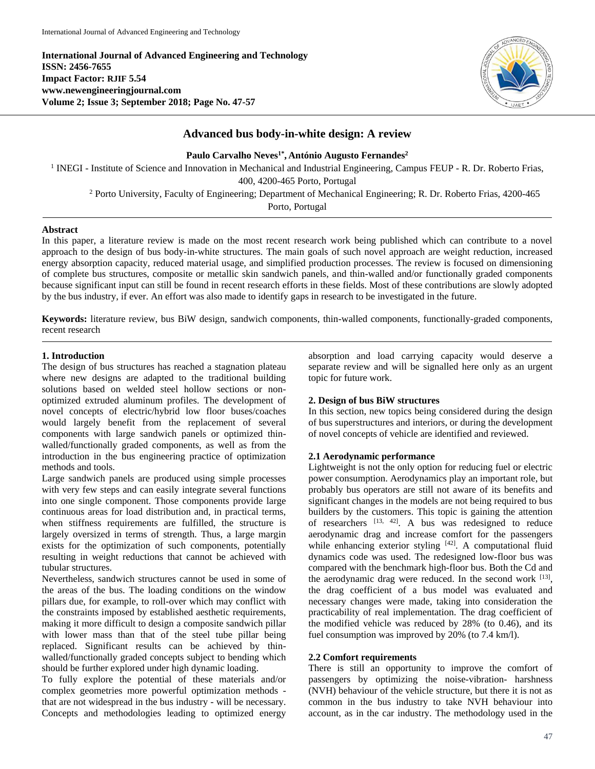**International Journal of Advanced Engineering and Technology**
**ISSN: 2456-7655**
**Impact Factor: RJIF 5.54**
**www.newengineeringjournal.com**
**Volume 2; Issue 3; September 2018; Page No. 47-57**

# Advanced bus body-in-white design: A review

**Paulo Carvalho Neves[1*], António Augusto Fernandes[2]**

[1] INEGI - Institute of Science and Innovation in Mechanical and Industrial Engineering, Campus FEUP - R. Dr. Roberto Frias, 400, 4200-465 Porto, Portugal

[2] Porto University, Faculty of Engineering; Department of Mechanical Engineering; R. Dr. Roberto Frias, 4200-465 Porto, Portugal

### Abstract

In this paper, a literature review is made on the most recent research work being published which can contribute to a novel approach to the design of bus body-in-white structures. The main goals of such novel approach are weight reduction, increased energy absorption capacity, reduced material usage, and simplified production processes. The review is focused on dimensioning of complete bus structures, composite or metallic skin sandwich panels, and thin-walled and/or functionally graded components because significant input can still be found in recent research efforts in these fields. Most of these contributions are slowly adopted by the bus industry, if ever. An effort was also made to identify gaps in research to be investigated in the future.

**Keywords:** literature review, bus BiW design, sandwich components, thin-walled components, functionally-graded components, recent research

## 1. Introduction

The design of bus structures has reached a stagnation plateau where new designs are adapted to the traditional building solutions based on welded steel hollow sections or non-optimized extruded aluminum profiles. The development of novel concepts of electric/hybrid low floor buses/coaches would largely benefit from the replacement of several components with large sandwich panels or optimized thin-walled/functionally graded components, as well as from the introduction in the bus engineering practice of optimization methods and tools.

Large sandwich panels are produced using simple processes with very few steps and can easily integrate several functions into one single component. Those components provide large continuous areas for load distribution and, in practical terms, when stiffness requirements are fulfilled, the structure is largely oversized in terms of strength. Thus, a large margin exists for the optimization of such components, potentially resulting in weight reductions that cannot be achieved with tubular structures.

Nevertheless, sandwich structures cannot be used in some of the areas of the bus. The loading conditions on the window pillars due, for example, to roll-over which may conflict with the constraints imposed by established aesthetic requirements, making it more difficult to design a composite sandwich pillar with lower mass than that of the steel tube pillar being replaced. Significant results can be achieved by thin-walled/functionally graded concepts subject to bending which should be further explored under high dynamic loading.

To fully explore the potential of these materials and/or complex geometries more powerful optimization methods - that are not widespread in the bus industry - will be necessary. Concepts and methodologies leading to optimized energy absorption and load carrying capacity would deserve a separate review and will be signalled here only as an urgent topic for future work.

## 2. Design of bus BiW structures

In this section, new topics being considered during the design of bus superstructures and interiors, or during the development of novel concepts of vehicle are identified and reviewed.

### 2.1 Aerodynamic performance

Lightweight is not the only option for reducing fuel or electric power consumption. Aerodynamics play an important role, but probably bus operators are still not aware of its benefits and significant changes in the models are not being required to bus builders by the customers. This topic is gaining the attention of researchers [13, 42]. A bus was redesigned to reduce aerodynamic drag and increase comfort for the passengers while enhancing exterior styling [42]. A computational fluid dynamics code was used. The redesigned low-floor bus was compared with the benchmark high-floor bus. Both the Cd and the aerodynamic drag were reduced. In the second work [13], the drag coefficient of a bus model was evaluated and necessary changes were made, taking into consideration the practicability of real implementation. The drag coefficient of the modified vehicle was reduced by 28% (to 0.46), and its fuel consumption was improved by 20% (to 7.4 km/l).

### 2.2 Comfort requirements

There is still an opportunity to improve the comfort of passengers by optimizing the noise-vibration- harshness (NVH) behaviour of the vehicle structure, but there it is not as common in the bus industry to take NVH behaviour into account, as in the car industry. The methodology used in the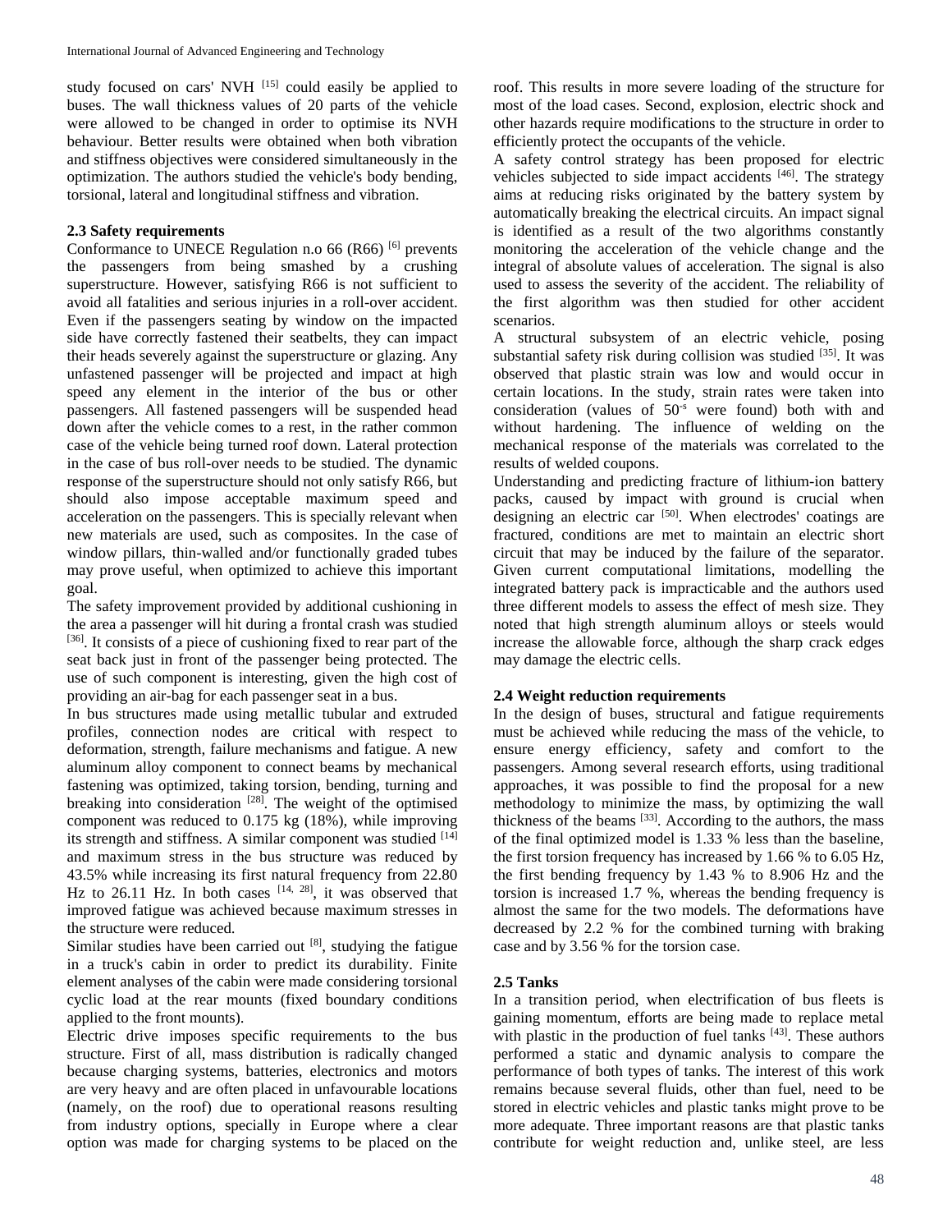study focused on cars' NVH [15] could easily be applied to buses. The wall thickness values of 20 parts of the vehicle were allowed to be changed in order to optimise its NVH behaviour. Better results were obtained when both vibration and stiffness objectives were considered simultaneously in the optimization. The authors studied the vehicle's body bending, torsional, lateral and longitudinal stiffness and vibration.

### 2.3 Safety requirements

Conformance to UNECE Regulation n.o 66 (R66) [6] prevents the passengers from being smashed by a crushing superstructure. However, satisfying R66 is not sufficient to avoid all fatalities and serious injuries in a roll-over accident. Even if the passengers seating by window on the impacted side have correctly fastened their seatbelts, they can impact their heads severely against the superstructure or glazing. Any unfastened passenger will be projected and impact at high speed any element in the interior of the bus or other passengers. All fastened passengers will be suspended head down after the vehicle comes to a rest, in the rather common case of the vehicle being turned roof down. Lateral protection in the case of bus roll-over needs to be studied. The dynamic response of the superstructure should not only satisfy R66, but should also impose acceptable maximum speed and acceleration on the passengers. This is specially relevant when new materials are used, such as composites. In the case of window pillars, thin-walled and/or functionally graded tubes may prove useful, when optimized to achieve this important goal.

The safety improvement provided by additional cushioning in the area a passenger will hit during a frontal crash was studied [36]. It consists of a piece of cushioning fixed to rear part of the seat back just in front of the passenger being protected. The use of such component is interesting, given the high cost of providing an air-bag for each passenger seat in a bus.

In bus structures made using metallic tubular and extruded profiles, connection nodes are critical with respect to deformation, strength, failure mechanisms and fatigue. A new aluminum alloy component to connect beams by mechanical fastening was optimized, taking torsion, bending, turning and breaking into consideration [28]. The weight of the optimised component was reduced to 0.175 kg (18%), while improving its strength and stiffness. A similar component was studied [14] and maximum stress in the bus structure was reduced by 43.5% while increasing its first natural frequency from 22.80 Hz to 26.11 Hz. In both cases [14, 28], it was observed that improved fatigue was achieved because maximum stresses in the structure were reduced.

Similar studies have been carried out [8], studying the fatigue in a truck's cabin in order to predict its durability. Finite element analyses of the cabin were made considering torsional cyclic load at the rear mounts (fixed boundary conditions applied to the front mounts).

Electric drive imposes specific requirements to the bus structure. First of all, mass distribution is radically changed because charging systems, batteries, electronics and motors are very heavy and are often placed in unfavourable locations (namely, on the roof) due to operational reasons resulting from industry options, specially in Europe where a clear option was made for charging systems to be placed on the roof. This results in more severe loading of the structure for most of the load cases. Second, explosion, electric shock and other hazards require modifications to the structure in order to efficiently protect the occupants of the vehicle.

A safety control strategy has been proposed for electric vehicles subjected to side impact accidents [46]. The strategy aims at reducing risks originated by the battery system by automatically breaking the electrical circuits. An impact signal is identified as a result of the two algorithms constantly monitoring the acceleration of the vehicle change and the integral of absolute values of acceleration. The signal is also used to assess the severity of the accident. The reliability of the first algorithm was then studied for other accident scenarios.

A structural subsystem of an electric vehicle, posing substantial safety risk during collision was studied [35]. It was observed that plastic strain was low and would occur in certain locations. In the study, strain rates were taken into consideration (values of $50^{-s}$ were found) both with and without hardening. The influence of welding on the mechanical response of the materials was correlated to the results of welded coupons.

Understanding and predicting fracture of lithium-ion battery packs, caused by impact with ground is crucial when designing an electric car [50]. When electrodes' coatings are fractured, conditions are met to maintain an electric short circuit that may be induced by the failure of the separator. Given current computational limitations, modelling the integrated battery pack is impracticable and the authors used three different models to assess the effect of mesh size. They noted that high strength aluminum alloys or steels would increase the allowable force, although the sharp crack edges may damage the electric cells.

### 2.4 Weight reduction requirements

In the design of buses, structural and fatigue requirements must be achieved while reducing the mass of the vehicle, to ensure energy efficiency, safety and comfort to the passengers. Among several research efforts, using traditional approaches, it was possible to find the proposal for a new methodology to minimize the mass, by optimizing the wall thickness of the beams [33]. According to the authors, the mass of the final optimized model is 1.33 % less than the baseline, the first torsion frequency has increased by 1.66 % to 6.05 Hz, the first bending frequency by 1.43 % to 8.906 Hz and the torsion is increased 1.7 %, whereas the bending frequency is almost the same for the two models. The deformations have decreased by 2.2 % for the combined turning with braking case and by 3.56 % for the torsion case.

### 2.5 Tanks

In a transition period, when electrification of bus fleets is gaining momentum, efforts are being made to replace metal with plastic in the production of fuel tanks [43]. These authors performed a static and dynamic analysis to compare the performance of both types of tanks. The interest of this work remains because several fluids, other than fuel, need to be stored in electric vehicles and plastic tanks might prove to be more adequate. Three important reasons are that plastic tanks contribute for weight reduction and, unlike steel, are less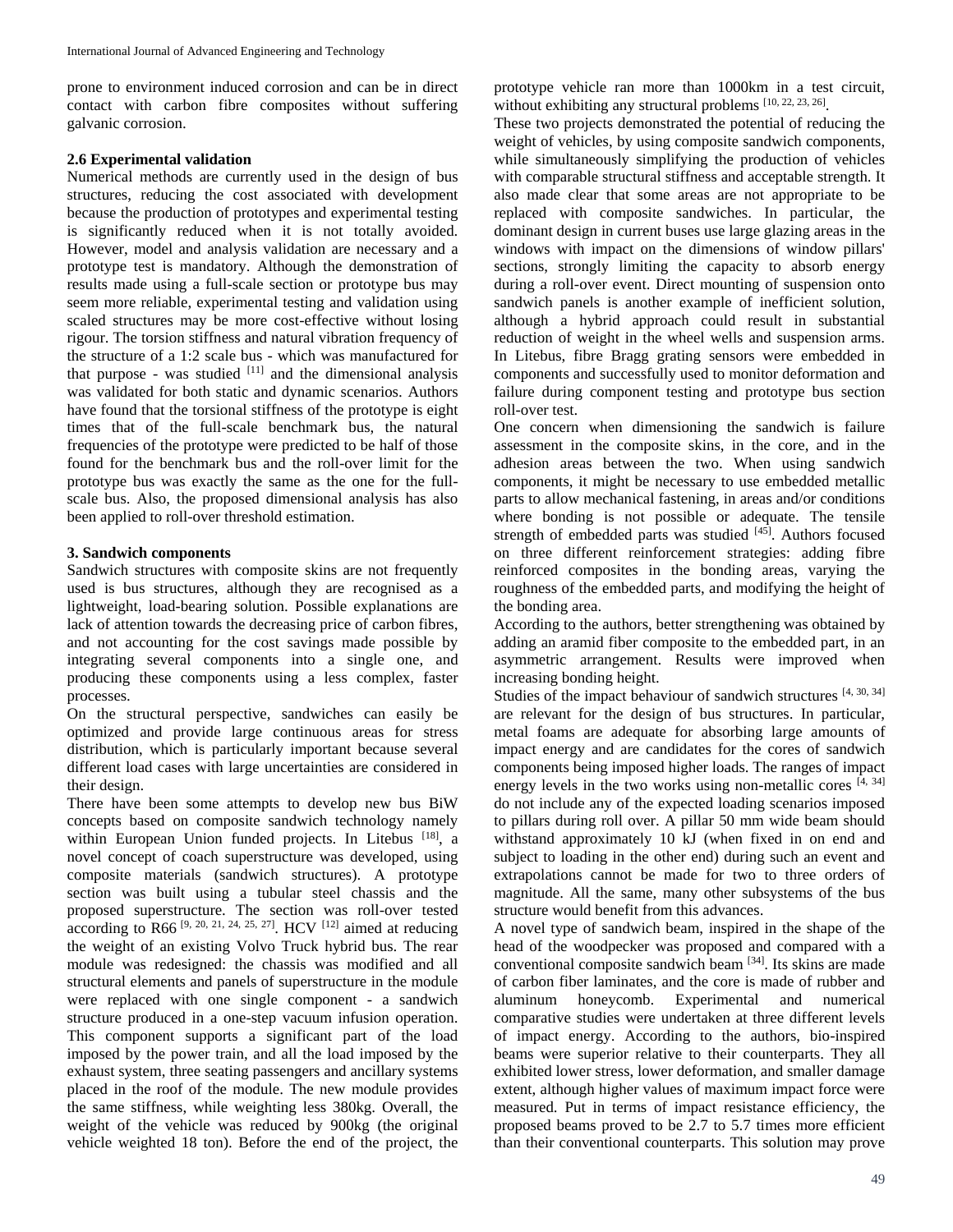prone to environment induced corrosion and can be in direct contact with carbon fibre composites without suffering galvanic corrosion.

### 2.6 Experimental validation

Numerical methods are currently used in the design of bus structures, reducing the cost associated with development because the production of prototypes and experimental testing is significantly reduced when it is not totally avoided. However, model and analysis validation are necessary and a prototype test is mandatory. Although the demonstration of results made using a full-scale section or prototype bus may seem more reliable, experimental testing and validation using scaled structures may be more cost-effective without losing rigour. The torsion stiffness and natural vibration frequency of the structure of a 1:2 scale bus - which was manufactured for that purpose - was studied [11] and the dimensional analysis was validated for both static and dynamic scenarios. Authors have found that the torsional stiffness of the prototype is eight times that of the full-scale benchmark bus, the natural frequencies of the prototype were predicted to be half of those found for the benchmark bus and the roll-over limit for the prototype bus was exactly the same as the one for the full-scale bus. Also, the proposed dimensional analysis has also been applied to roll-over threshold estimation.

## 3. Sandwich components

Sandwich structures with composite skins are not frequently used is bus structures, although they are recognised as a lightweight, load-bearing solution. Possible explanations are lack of attention towards the decreasing price of carbon fibres, and not accounting for the cost savings made possible by integrating several components into a single one, and producing these components using a less complex, faster processes.

On the structural perspective, sandwiches can easily be optimized and provide large continuous areas for stress distribution, which is particularly important because several different load cases with large uncertainties are considered in their design.

There have been some attempts to develop new bus BiW concepts based on composite sandwich technology namely within European Union funded projects. In Litebus [18], a novel concept of coach superstructure was developed, using composite materials (sandwich structures). A prototype section was built using a tubular steel chassis and the proposed superstructure. The section was roll-over tested according to R66 [9, 20, 21, 24, 25, 27]. HCV [12] aimed at reducing the weight of an existing Volvo Truck hybrid bus. The rear module was redesigned: the chassis was modified and all structural elements and panels of superstructure in the module were replaced with one single component - a sandwich structure produced in a one-step vacuum infusion operation. This component supports a significant part of the load imposed by the power train, and all the load imposed by the exhaust system, three seating passengers and ancillary systems placed in the roof of the module. The new module provides the same stiffness, while weighting less 380kg. Overall, the weight of the vehicle was reduced by 900kg (the original vehicle weighted 18 ton). Before the end of the project, the prototype vehicle ran more than 1000km in a test circuit, without exhibiting any structural problems [10, 22, 23, 26].

These two projects demonstrated the potential of reducing the weight of vehicles, by using composite sandwich components, while simultaneously simplifying the production of vehicles with comparable structural stiffness and acceptable strength. It also made clear that some areas are not appropriate to be replaced with composite sandwiches. In particular, the dominant design in current buses use large glazing areas in the windows with impact on the dimensions of window pillars' sections, strongly limiting the capacity to absorb energy during a roll-over event. Direct mounting of suspension onto sandwich panels is another example of inefficient solution, although a hybrid approach could result in substantial reduction of weight in the wheel wells and suspension arms. In Litebus, fibre Bragg grating sensors were embedded in components and successfully used to monitor deformation and failure during component testing and prototype bus section roll-over test.

One concern when dimensioning the sandwich is failure assessment in the composite skins, in the core, and in the adhesion areas between the two. When using sandwich components, it might be necessary to use embedded metallic parts to allow mechanical fastening, in areas and/or conditions where bonding is not possible or adequate. The tensile strength of embedded parts was studied [45]. Authors focused on three different reinforcement strategies: adding fibre reinforced composites in the bonding areas, varying the roughness of the embedded parts, and modifying the height of the bonding area.

According to the authors, better strengthening was obtained by adding an aramid fiber composite to the embedded part, in an asymmetric arrangement. Results were improved when increasing bonding height.

Studies of the impact behaviour of sandwich structures [4, 30, 34] are relevant for the design of bus structures. In particular, metal foams are adequate for absorbing large amounts of impact energy and are candidates for the cores of sandwich components being imposed higher loads. The ranges of impact energy levels in the two works using non-metallic cores [4, 34] do not include any of the expected loading scenarios imposed to pillars during roll over. A pillar 50 mm wide beam should withstand approximately 10 kJ (when fixed in on end and subject to loading in the other end) during such an event and extrapolations cannot be made for two to three orders of magnitude. All the same, many other subsystems of the bus structure would benefit from this advances.

A novel type of sandwich beam, inspired in the shape of the head of the woodpecker was proposed and compared with a conventional composite sandwich beam [34]. Its skins are made of carbon fiber laminates, and the core is made of rubber and aluminum honeycomb. Experimental and numerical comparative studies were undertaken at three different levels of impact energy. According to the authors, bio-inspired beams were superior relative to their counterparts. They all exhibited lower stress, lower deformation, and smaller damage extent, although higher values of maximum impact force were measured. Put in terms of impact resistance efficiency, the proposed beams proved to be 2.7 to 5.7 times more efficient than their conventional counterparts. This solution may prove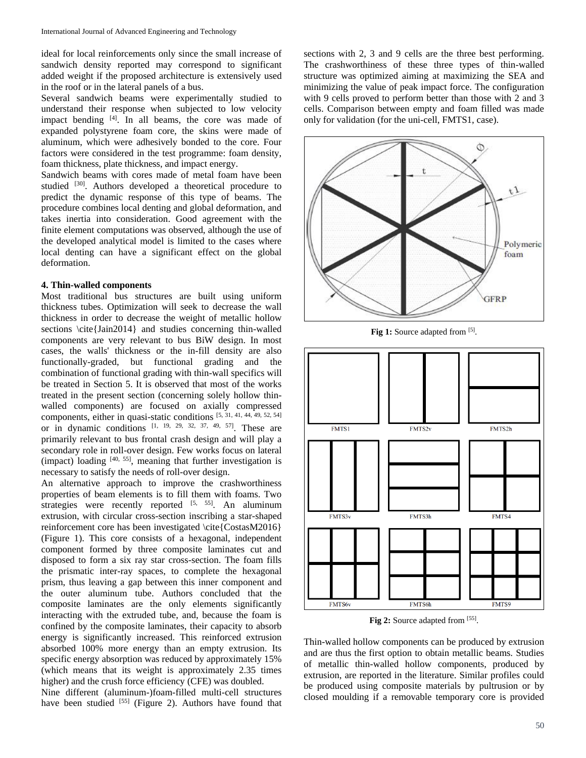ideal for local reinforcements only since the small increase of sandwich density reported may correspond to significant added weight if the proposed architecture is extensively used in the roof or in the lateral panels of a bus.

Several sandwich beams were experimentally studied to understand their response when subjected to low velocity impact bending [4]. In all beams, the core was made of expanded polystyrene foam core, the skins were made of aluminum, which were adhesively bonded to the core. Four factors were considered in the test programme: foam density, foam thickness, plate thickness, and impact energy.

Sandwich beams with cores made of metal foam have been studied [30]. Authors developed a theoretical procedure to predict the dynamic response of this type of beams. The procedure combines local denting and global deformation, and takes inertia into consideration. Good agreement with the finite element computations was observed, although the use of the developed analytical model is limited to the cases where local denting can have a significant effect on the global deformation.

#### 4. Thin-walled components

Most traditional bus structures are built using uniform thickness tubes. Optimization will seek to decrease the wall thickness in order to decrease the weight of metallic hollow sections \cite{Jain2014} and studies concerning thin-walled components are very relevant to bus BiW design. In most cases, the walls' thickness or the in-fill density are also functionally-graded, but functional grading and the combination of functional grading with thin-wall specifics will be treated in Section 5. It is observed that most of the works treated in the present section (concerning solely hollow thin-walled components) are focused on axially compressed components, either in quasi-static conditions [5, 31, 41, 44, 49, 52, 54] or in dynamic conditions [1, 19, 29, 32, 37, 49, 57]. These are primarily relevant to bus frontal crash design and will play a secondary role in roll-over design. Few works focus on lateral (impact) loading [40, 55], meaning that further investigation is necessary to satisfy the needs of roll-over design.

An alternative approach to improve the crashworthiness properties of beam elements is to fill them with foams. Two strategies were recently reported [5, 55]. An aluminum extrusion, with circular cross-section inscribing a star-shaped reinforcement core has been investigated \cite{CostasM2016} (Figure 1). This core consists of a hexagonal, independent component formed by three composite laminates cut and disposed to form a six ray star cross-section. The foam fills the prismatic inter-ray spaces, to complete the hexagonal prism, thus leaving a gap between this inner component and the outer aluminum tube. Authors concluded that the composite laminates are the only elements significantly interacting with the extruded tube, and, because the foam is confined by the composite laminates, their capacity to absorb energy is significantly increased. This reinforced extrusion absorbed 100% more energy than an empty extrusion. Its specific energy absorption was reduced by approximately 15% (which means that its weight is approximately 2.35 times higher) and the crush force efficiency (CFE) was doubled.

Nine different (aluminum-)foam-filled multi-cell structures have been studied [55] (Figure 2). Authors have found that sections with 2, 3 and 9 cells are the three best performing. The crashworthiness of these three types of thin-walled structure was optimized aiming at maximizing the SEA and minimizing the value of peak impact force. The configuration with 9 cells proved to perform better than those with 2 and 3 cells. Comparison between empty and foam filled was made only for validation (for the uni-cell, FMTS1, case).

**Fig 1:** Source adapted from [5].

**Fig 2:** Source adapted from [55].

Thin-walled hollow components can be produced by extrusion and are thus the first option to obtain metallic beams. Studies of metallic thin-walled hollow components, produced by extrusion, are reported in the literature. Similar profiles could be produced using composite materials by pultrusion or by closed moulding if a removable temporary core is provided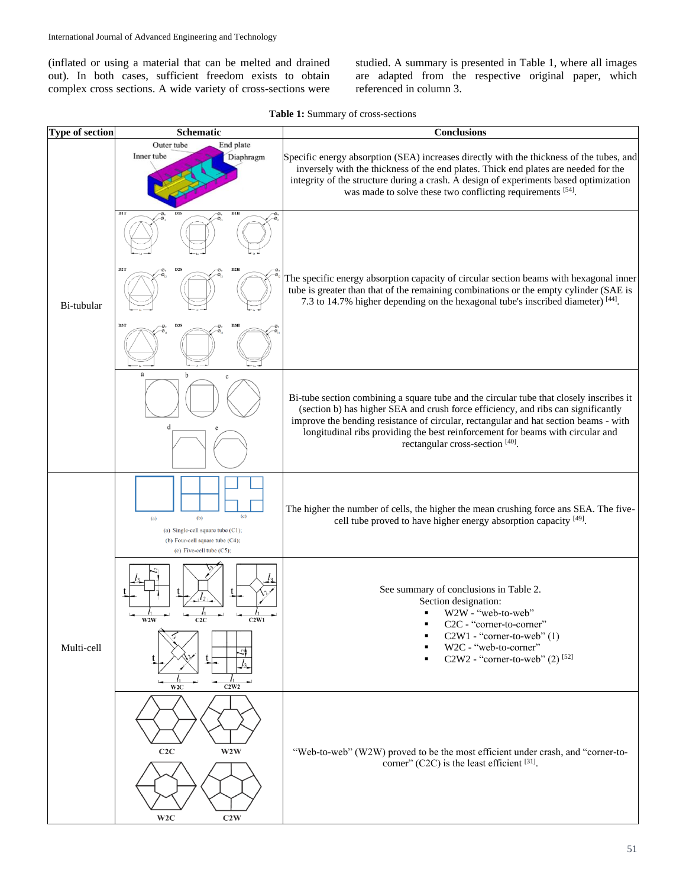(inflated or using a material that can be melted and drained out). In both cases, sufficient freedom exists to obtain complex cross sections. A wide variety of cross-sections were studied. A summary is presented in Table 1, where all images are adapted from the respective original paper, which referenced in column 3.

**Table 1:** Summary of cross-sections

| Type of section | Schematic | Conclusions |
|---|---|---|
| Bi-tubular | Outer tube, End plate, Inner tube, Diaphragm | Specific energy absorption (SEA) increases directly with the thickness of the tubes, and inversely with the thickness of the end plates. Thick end plates are needed for the integrity of the structure during a crash. A design of experiments based optimization was made to solve these two conflicting requirements [54]. |
| | D1T, D1S, D1H, D2T, D2S, D2H, D3T, D3S, D3H | The specific energy absorption capacity of circular section beams with hexagonal inner tube is greater than that of the remaining combinations or the empty cylinder (SAE is 7.3 to 14.7% higher depending on the hexagonal tube's inscribed diameter) [44]. |
| | a, b, c, d, e | Bi-tube section combining a square tube and the circular tube that closely inscribes it (section b) has higher SEA and crush force efficiency, and ribs can significantly improve the bending resistance of circular, rectangular and hat section beams - with longitudinal ribs providing the best reinforcement for beams with circular and rectangular cross-section [40]. |
| Multi-cell | (a) Single-cell square tube (C1); (b) Four-cell square tube (C4); (c) Five-cell tube (C5); | The higher the number of cells, the higher the mean crushing force ans SEA. The five-cell tube proved to have higher energy absorption capacity [49]. |
| | W2W, C2C, C2W1, W2C, C2W2 | See summary of conclusions in Table 2. Section designation: <br>▪ W2W - "web-to-web" <br>▪ C2C - "corner-to-corner" <br>▪ C2W1 - "corner-to-web" (1) <br>▪ W2C - "web-to-corner" <br>▪ C2W2 - "corner-to-web" (2) [52] |
| | C2C, W2W, W2C, C2W | "Web-to-web" (W2W) proved to be the most efficient under crash, and "corner-to-corner" (C2C) is the least efficient [31]. |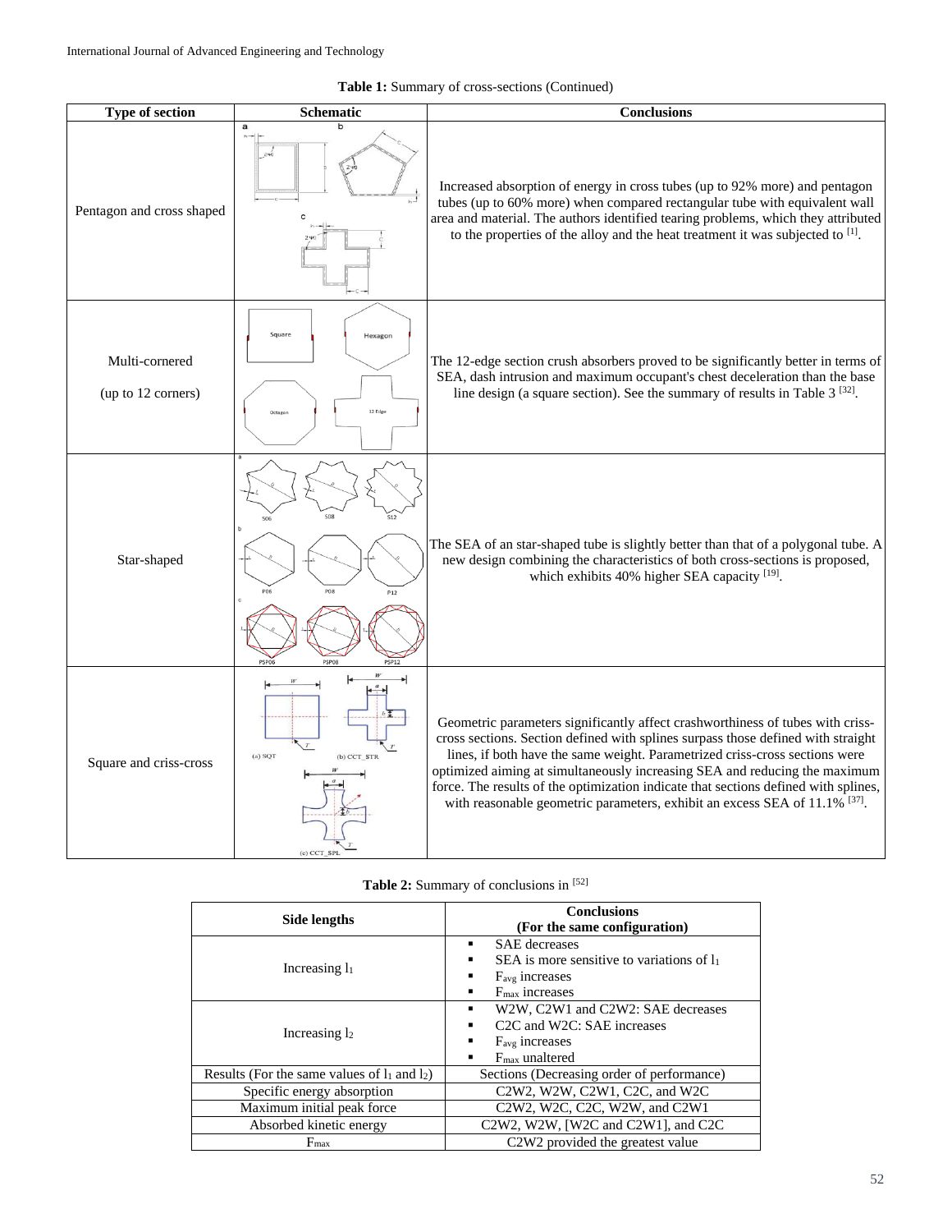**Table 1:** Summary of cross-sections (Continued)

| Type of section | Schematic | Conclusions |
|---|---|---|
| Pentagon and cross shaped | | Increased absorption of energy in cross tubes (up to 92% more) and pentagon tubes (up to 60% more) when compared rectangular tube with equivalent wall area and material. The authors identified tearing problems, which they attributed to the properties of the alloy and the heat treatment it was subjected to [1]. |
| Multi-cornered (up to 12 corners) | | The 12-edge section crush absorbers proved to be significantly better in terms of SEA, dash intrusion and maximum occupant's chest deceleration than the base line design (a square section). See the summary of results in Table 3 [32]. |
| Star-shaped | | The SEA of an star-shaped tube is slightly better than that of a polygonal tube. A new design combining the characteristics of both cross-sections is proposed, which exhibits 40% higher SEA capacity [19]. |
| Square and criss-cross | | Geometric parameters significantly affect crashworthiness of tubes with criss-cross sections. Section defined with splines surpass those defined with straight lines, if both have the same weight. Parametrized criss-cross sections were optimized aiming at simultaneously increasing SEA and reducing the maximum force. The results of the optimization indicate that sections defined with splines, with reasonable geometric parameters, exhibit an excess SEA of 11.1% [37]. |

**Table 2:** Summary of conclusions in [52]

| Side lengths | Conclusions (For the same configuration) |
|---|---|
| Increasing $l_1$ | ▪ SAE decreases<br>▪ SEA is more sensitive to variations of $l_1$<br>▪ $F_{avg}$ increases<br>▪ $F_{max}$ increases |
| Increasing $l_2$ | ▪ W2W, C2W1 and C2W2: SAE decreases<br>▪ C2C and W2C: SAE increases<br>▪ $F_{avg}$ increases<br>▪ $F_{max}$ unaltered |
| Results (For the same values of $l_1$ and $l_2$) | Sections (Decreasing order of performance) |
| Specific energy absorption | C2W2, W2W, C2W1, C2C, and W2C |
| Maximum initial peak force | C2W2, W2C, C2C, W2W, and C2W1 |
| Absorbed kinetic energy | C2W2, W2W, [W2C and C2W1], and C2C |
| $F_{max}$ | C2W2 provided the greatest value |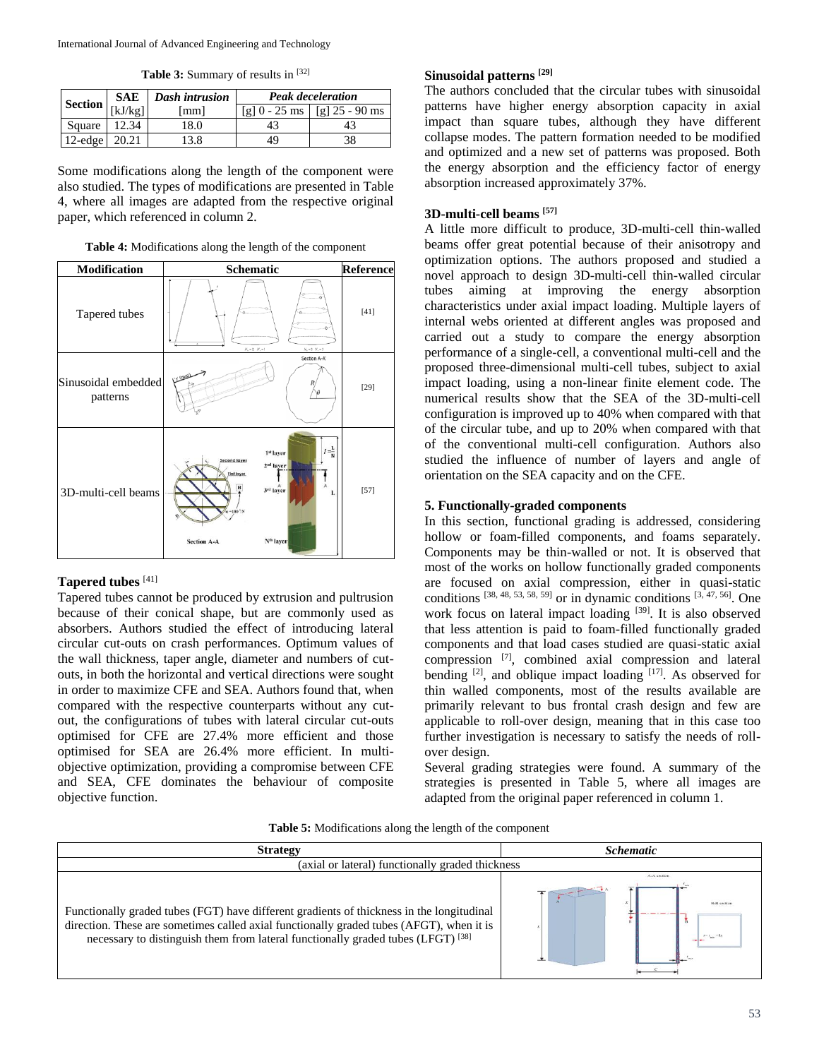**Table 3:** Summary of results in [32]

| Section | SAE [kJ/kg] | *Dash intrusion* [mm] | *Peak deceleration* | |
|---|---|---|---|---|
| | | | [g] 0 - 25 ms | [g] 25 - 90 ms |
| Square | 12.34 | 18.0 | 43 | 43 |
| 12-edge | 20.21 | 13.8 | 49 | 38 |

Some modifications along the length of the component were also studied. The types of modifications are presented in Table 4, where all images are adapted from the respective original paper, which referenced in column 2.

**Table 4:** Modifications along the length of the component

| Modification | Schematic | Reference |
|---|---|---|
| Tapered tubes | | [41] |
| Sinusoidal embedded patterns | | [29] |
| 3D-multi-cell beams | | [57] |

**Tapered tubes** [41]

Tapered tubes cannot be produced by extrusion and pultrusion because of their conical shape, but are commonly used as absorbers. Authors studied the effect of introducing lateral circular cut-outs on crash performances. Optimum values of the wall thickness, taper angle, diameter and numbers of cut-outs, in both the horizontal and vertical directions were sought in order to maximize CFE and SEA. Authors found that, when compared with the respective counterparts without any cut-out, the configurations of tubes with lateral circular cut-outs optimised for CFE are 27.4% more efficient and those optimised for SEA are 26.4% more efficient. In multi-objective optimization, providing a compromise between CFE and SEA, CFE dominates the behaviour of composite objective function.

**Sinusoidal patterns [29]**

The authors concluded that the circular tubes with sinusoidal patterns have higher energy absorption capacity in axial impact than square tubes, although they have different collapse modes. The pattern formation needed to be modified and optimized and a new set of patterns was proposed. Both the energy absorption and the efficiency factor of energy absorption increased approximately 37%.

**3D-multi-cell beams [57]**

A little more difficult to produce, 3D-multi-cell thin-walled beams offer great potential because of their anisotropy and optimization options. The authors proposed and studied a novel approach to design 3D-multi-cell thin-walled circular tubes aiming at improving the energy absorption characteristics under axial impact loading. Multiple layers of internal webs oriented at different angles was proposed and carried out a study to compare the energy absorption performance of a single-cell, a conventional multi-cell and the proposed three-dimensional multi-cell tubes, subject to axial impact loading, using a non-linear finite element code. The numerical results show that the SEA of the 3D-multi-cell configuration is improved up to 40% when compared with that of the circular tube, and up to 20% when compared with that of the conventional multi-cell configuration. Authors also studied the influence of number of layers and angle of orientation on the SEA capacity and on the CFE.

**5. Functionally-graded components**

In this section, functional grading is addressed, considering hollow or foam-filled components, and foams separately. Components may be thin-walled or not. It is observed that most of the works on hollow functionally graded components are focused on axial compression, either in quasi-static conditions [38, 48, 53, 58, 59] or in dynamic conditions [3, 47, 56]. One work focus on lateral impact loading [39]. It is also observed that less attention is paid to foam-filled functionally graded components and that load cases studied are quasi-static axial compression [7], combined axial compression and lateral bending [2], and oblique impact loading [17]. As observed for thin walled components, most of the results available are primarily relevant to bus frontal crash design and few are applicable to roll-over design, meaning that in this case too further investigation is necessary to satisfy the needs of roll-over design.

Several grading strategies were found. A summary of the strategies is presented in Table 5, where all images are adapted from the original paper referenced in column 1.

**Table 5:** Modifications along the length of the component

| Strategy | *Schematic* |
|---|---|
| (axial or lateral) functionally graded thickness | |
| Functionally graded tubes (FGT) have different gradients of thickness in the longitudinal direction. These are sometimes called axial functionally graded tubes (AFGT), when it is necessary to distinguish them from lateral functionally graded tubes (LFGT) [38] | |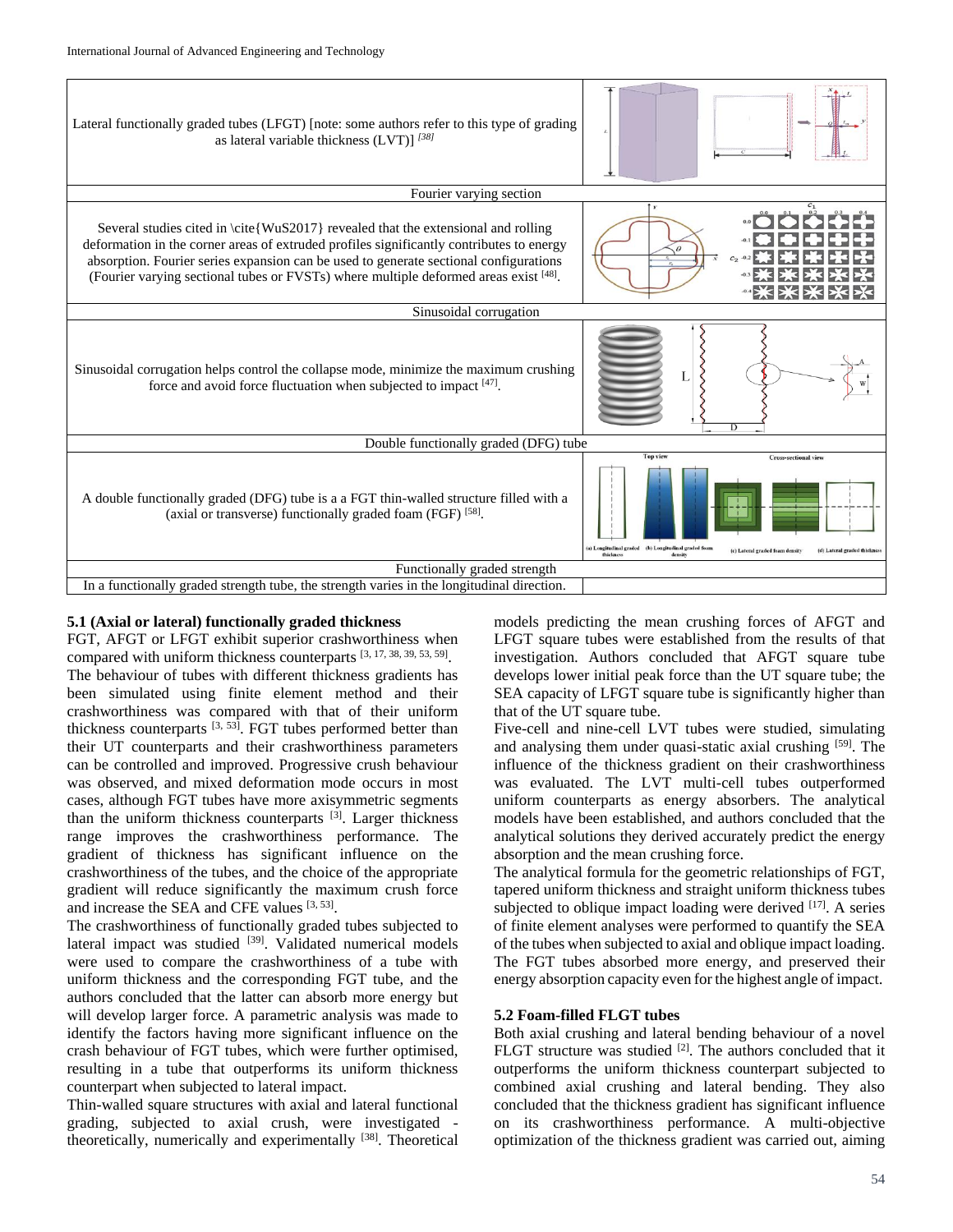| Lateral functionally graded tubes (LFGT) [note: some authors refer to this type of grading as lateral variable thickness (LVT)] [38] | |
|---|---|
| Fourier varying section | |
| Several studies cited in \cite{WuS2017} revealed that the extensional and rolling deformation in the corner areas of extruded profiles significantly contributes to energy absorption. Fourier series expansion can be used to generate sectional configurations (Fourier varying sectional tubes or FVSTs) where multiple deformed areas exist [48]. | |
| Sinusoidal corrugation | |
| Sinusoidal corrugation helps control the collapse mode, minimize the maximum crushing force and avoid force fluctuation when subjected to impact [47]. | |
| Double functionally graded (DFG) tube | |
| A double functionally graded (DFG) tube is a a FGT thin-walled structure filled with a (axial or transverse) functionally graded foam (FGF) [58]. | |
| Functionally graded strength | |
| In a functionally graded strength tube, the strength varies in the longitudinal direction. | |

### 5.1 (Axial or lateral) functionally graded thickness

FGT, AFGT or LFGT exhibit superior crashworthiness when compared with uniform thickness counterparts [3, 17, 38, 39, 53, 59]. The behaviour of tubes with different thickness gradients has been simulated using finite element method and their crashworthiness was compared with that of their uniform thickness counterparts [3, 53]. FGT tubes performed better than their UT counterparts and their crashworthiness parameters can be controlled and improved. Progressive crush behaviour was observed, and mixed deformation mode occurs in most cases, although FGT tubes have more axisymmetric segments than the uniform thickness counterparts [3]. Larger thickness range improves the crashworthiness performance. The gradient of thickness has significant influence on the crashworthiness of the tubes, and the choice of the appropriate gradient will reduce significantly the maximum crush force and increase the SEA and CFE values [3, 53].

The crashworthiness of functionally graded tubes subjected to lateral impact was studied [39]. Validated numerical models were used to compare the crashworthiness of a tube with uniform thickness and the corresponding FGT tube, and the authors concluded that the latter can absorb more energy but will develop larger force. A parametric analysis was made to identify the factors having more significant influence on the crash behaviour of FGT tubes, which were further optimised, resulting in a tube that outperforms its uniform thickness counterpart when subjected to lateral impact.

Thin-walled square structures with axial and lateral functional grading, subjected to axial crush, were investigated - theoretically, numerically and experimentally [38]. Theoretical models predicting the mean crushing forces of AFGT and LFGT square tubes were established from the results of that investigation. Authors concluded that AFGT square tube develops lower initial peak force than the UT square tube; the SEA capacity of LFGT square tube is significantly higher than that of the UT square tube.

Five-cell and nine-cell LVT tubes were studied, simulating and analysing them under quasi-static axial crushing [59]. The influence of the thickness gradient on their crashworthiness was evaluated. The LVT multi-cell tubes outperformed uniform counterparts as energy absorbers. The analytical models have been established, and authors concluded that the analytical solutions they derived accurately predict the energy absorption and the mean crushing force.

The analytical formula for the geometric relationships of FGT, tapered uniform thickness and straight uniform thickness tubes subjected to oblique impact loading were derived [17]. A series of finite element analyses were performed to quantify the SEA of the tubes when subjected to axial and oblique impact loading. The FGT tubes absorbed more energy, and preserved their energy absorption capacity even for the highest angle of impact.

### 5.2 Foam-filled FLGT tubes

Both axial crushing and lateral bending behaviour of a novel FLGT structure was studied [2]. The authors concluded that it outperforms the uniform thickness counterpart subjected to combined axial crushing and lateral bending. They also concluded that the thickness gradient has significant influence on its crashworthiness performance. A multi-objective optimization of the thickness gradient was carried out, aiming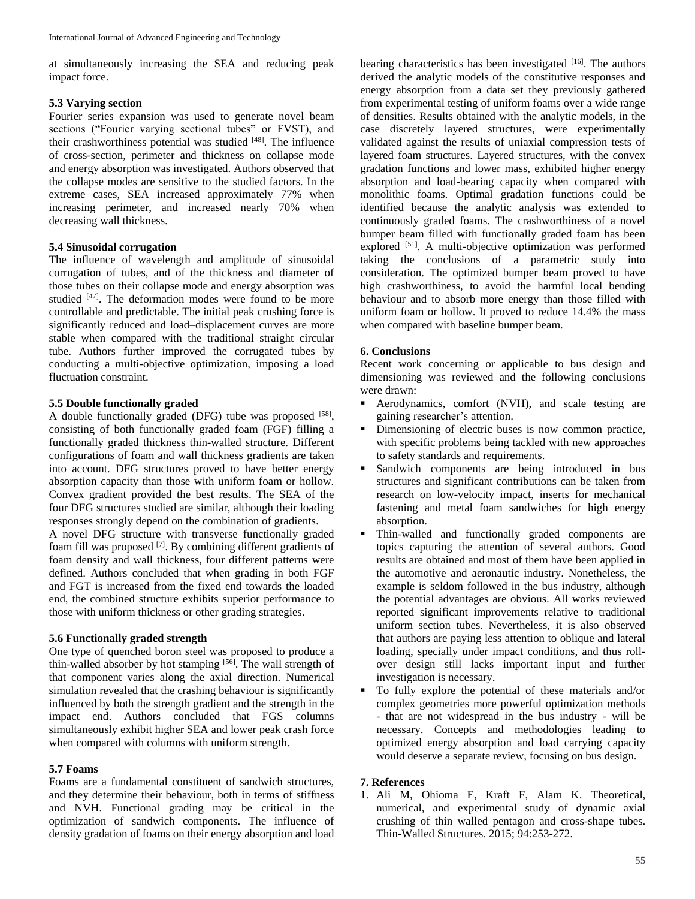at simultaneously increasing the SEA and reducing peak impact force.

### 5.3 Varying section

Fourier series expansion was used to generate novel beam sections ("Fourier varying sectional tubes" or FVST), and their crashworthiness potential was studied [48]. The influence of cross-section, perimeter and thickness on collapse mode and energy absorption was investigated. Authors observed that the collapse modes are sensitive to the studied factors. In the extreme cases, SEA increased approximately 77% when increasing perimeter, and increased nearly 70% when decreasing wall thickness.

### 5.4 Sinusoidal corrugation

The influence of wavelength and amplitude of sinusoidal corrugation of tubes, and of the thickness and diameter of those tubes on their collapse mode and energy absorption was studied [47]. The deformation modes were found to be more controllable and predictable. The initial peak crushing force is significantly reduced and load–displacement curves are more stable when compared with the traditional straight circular tube. Authors further improved the corrugated tubes by conducting a multi-objective optimization, imposing a load fluctuation constraint.

### 5.5 Double functionally graded

A double functionally graded (DFG) tube was proposed [58], consisting of both functionally graded foam (FGF) filling a functionally graded thickness thin-walled structure. Different configurations of foam and wall thickness gradients are taken into account. DFG structures proved to have better energy absorption capacity than those with uniform foam or hollow. Convex gradient provided the best results. The SEA of the four DFG structures studied are similar, although their loading responses strongly depend on the combination of gradients.

A novel DFG structure with transverse functionally graded foam fill was proposed [7]. By combining different gradients of foam density and wall thickness, four different patterns were defined. Authors concluded that when grading in both FGF and FGT is increased from the fixed end towards the loaded end, the combined structure exhibits superior performance to those with uniform thickness or other grading strategies.

### 5.6 Functionally graded strength

One type of quenched boron steel was proposed to produce a thin-walled absorber by hot stamping [56]. The wall strength of that component varies along the axial direction. Numerical simulation revealed that the crashing behaviour is significantly influenced by both the strength gradient and the strength in the impact end. Authors concluded that FGS columns simultaneously exhibit higher SEA and lower peak crash force when compared with columns with uniform strength.

### 5.7 Foams

Foams are a fundamental constituent of sandwich structures, and they determine their behaviour, both in terms of stiffness and NVH. Functional grading may be critical in the optimization of sandwich components. The influence of density gradation of foams on their energy absorption and load bearing characteristics has been investigated [16]. The authors derived the analytic models of the constitutive responses and energy absorption from a data set they previously gathered from experimental testing of uniform foams over a wide range of densities. Results obtained with the analytic models, in the case discretely layered structures, were experimentally validated against the results of uniaxial compression tests of layered foam structures. Layered structures, with the convex gradation functions and lower mass, exhibited higher energy absorption and load-bearing capacity when compared with monolithic foams. Optimal gradation functions could be identified because the analytic analysis was extended to continuously graded foams. The crashworthiness of a novel bumper beam filled with functionally graded foam has been explored [51]. A multi-objective optimization was performed taking the conclusions of a parametric study into consideration. The optimized bumper beam proved to have high crashworthiness, to avoid the harmful local bending behaviour and to absorb more energy than those filled with uniform foam or hollow. It proved to reduce 14.4% the mass when compared with baseline bumper beam.

## 6. Conclusions

Recent work concerning or applicable to bus design and dimensioning was reviewed and the following conclusions were drawn:

- Aerodynamics, comfort (NVH), and scale testing are gaining researcher's attention.
- Dimensioning of electric buses is now common practice, with specific problems being tackled with new approaches to safety standards and requirements.
- Sandwich components are being introduced in bus structures and significant contributions can be taken from research on low-velocity impact, inserts for mechanical fastening and metal foam sandwiches for high energy absorption.
- Thin-walled and functionally graded components are topics capturing the attention of several authors. Good results are obtained and most of them have been applied in the automotive and aeronautic industry. Nonetheless, the example is seldom followed in the bus industry, although the potential advantages are obvious. All works reviewed reported significant improvements relative to traditional uniform section tubes. Nevertheless, it is also observed that authors are paying less attention to oblique and lateral loading, specially under impact conditions, and thus roll-over design still lacks important input and further investigation is necessary.
- To fully explore the potential of these materials and/or complex geometries more powerful optimization methods - that are not widespread in the bus industry - will be necessary. Concepts and methodologies leading to optimized energy absorption and load carrying capacity would deserve a separate review, focusing on bus design.

## 7. References

1. Ali M, Ohioma E, Kraft F, Alam K. Theoretical, numerical, and experimental study of dynamic axial crushing of thin walled pentagon and cross-shape tubes. Thin-Walled Structures. 2015; 94:253-272.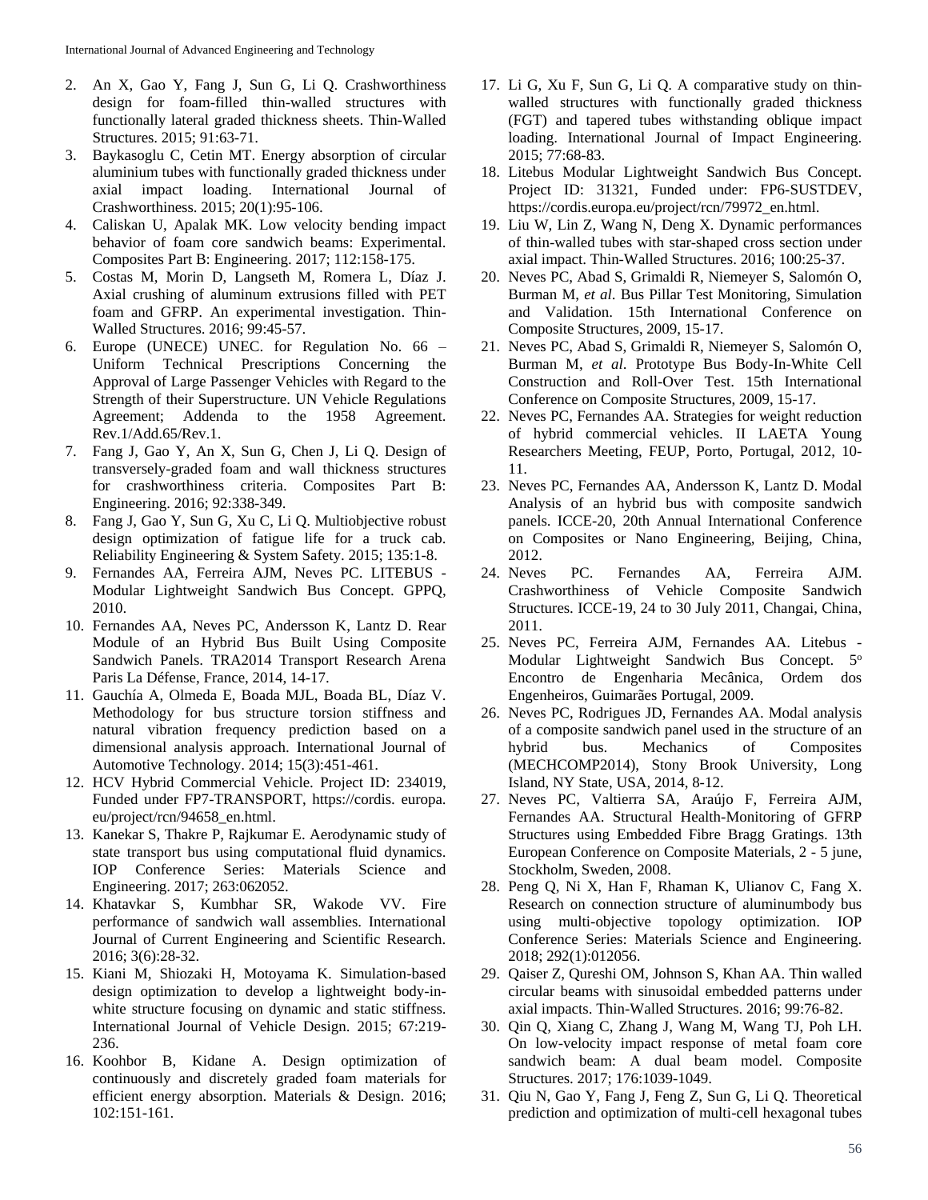2. An X, Gao Y, Fang J, Sun G, Li Q. Crashworthiness design for foam-filled thin-walled structures with functionally lateral graded thickness sheets. Thin-Walled Structures. 2015; 91:63-71.
3. Baykasoglu C, Cetin MT. Energy absorption of circular aluminium tubes with functionally graded thickness under axial impact loading. International Journal of Crashworthiness. 2015; 20(1):95-106.
4. Caliskan U, Apalak MK. Low velocity bending impact behavior of foam core sandwich beams: Experimental. Composites Part B: Engineering. 2017; 112:158-175.
5. Costas M, Morin D, Langseth M, Romera L, Díaz J. Axial crushing of aluminum extrusions filled with PET foam and GFRP. An experimental investigation. Thin-Walled Structures. 2016; 99:45-57.
6. Europe (UNECE) UNEC. for Regulation No. 66 – Uniform Technical Prescriptions Concerning the Approval of Large Passenger Vehicles with Regard to the Strength of their Superstructure. UN Vehicle Regulations Agreement; Addenda to the 1958 Agreement. Rev.1/Add.65/Rev.1.
7. Fang J, Gao Y, An X, Sun G, Chen J, Li Q. Design of transversely-graded foam and wall thickness structures for crashworthiness criteria. Composites Part B: Engineering. 2016; 92:338-349.
8. Fang J, Gao Y, Sun G, Xu C, Li Q. Multiobjective robust design optimization of fatigue life for a truck cab. Reliability Engineering & System Safety. 2015; 135:1-8.
9. Fernandes AA, Ferreira AJM, Neves PC. LITEBUS - Modular Lightweight Sandwich Bus Concept. GPPQ, 2010.
10. Fernandes AA, Neves PC, Andersson K, Lantz D. Rear Module of an Hybrid Bus Built Using Composite Sandwich Panels. TRA2014 Transport Research Arena Paris La Défense, France, 2014, 14-17.
11. Gauchía A, Olmeda E, Boada MJL, Boada BL, Díaz V. Methodology for bus structure torsion stiffness and natural vibration frequency prediction based on a dimensional analysis approach. International Journal of Automotive Technology. 2014; 15(3):451-461.
12. HCV Hybrid Commercial Vehicle. Project ID: 234019, Funded under FP7-TRANSPORT, https://cordis. europa. eu/project/rcn/94658_en.html.
13. Kanekar S, Thakre P, Rajkumar E. Aerodynamic study of state transport bus using computational fluid dynamics. IOP Conference Series: Materials Science and Engineering. 2017; 263:062052.
14. Khatavkar S, Kumbhar SR, Wakode VV. Fire performance of sandwich wall assemblies. International Journal of Current Engineering and Scientific Research. 2016; 3(6):28-32.
15. Kiani M, Shiozaki H, Motoyama K. Simulation-based design optimization to develop a lightweight body-in-white structure focusing on dynamic and static stiffness. International Journal of Vehicle Design. 2015; 67:219-236.
16. Koohbor B, Kidane A. Design optimization of continuously and discretely graded foam materials for efficient energy absorption. Materials & Design. 2016; 102:151-161.
17. Li G, Xu F, Sun G, Li Q. A comparative study on thin-walled structures with functionally graded thickness (FGT) and tapered tubes withstanding oblique impact loading. International Journal of Impact Engineering. 2015; 77:68-83.
18. Litebus Modular Lightweight Sandwich Bus Concept. Project ID: 31321, Funded under: FP6-SUSTDEV, https://cordis.europa.eu/project/rcn/79972_en.html.
19. Liu W, Lin Z, Wang N, Deng X. Dynamic performances of thin-walled tubes with star-shaped cross section under axial impact. Thin-Walled Structures. 2016; 100:25-37.
20. Neves PC, Abad S, Grimaldi R, Niemeyer S, Salomón O, Burman M, *et al*. Bus Pillar Test Monitoring, Simulation and Validation. 15th International Conference on Composite Structures, 2009, 15-17.
21. Neves PC, Abad S, Grimaldi R, Niemeyer S, Salomón O, Burman M, *et al*. Prototype Bus Body-In-White Cell Construction and Roll-Over Test. 15th International Conference on Composite Structures, 2009, 15-17.
22. Neves PC, Fernandes AA. Strategies for weight reduction of hybrid commercial vehicles. II LAETA Young Researchers Meeting, FEUP, Porto, Portugal, 2012, 10-11.
23. Neves PC, Fernandes AA, Andersson K, Lantz D. Modal Analysis of an hybrid bus with composite sandwich panels. ICCE-20, 20th Annual International Conference on Composites or Nano Engineering, Beijing, China, 2012.
24. Neves PC. Fernandes AA, Ferreira AJM. Crashworthiness of Vehicle Composite Sandwich Structures. ICCE-19, 24 to 30 July 2011, Changai, China, 2011.
25. Neves PC, Ferreira AJM, Fernandes AA. Litebus - Modular Lightweight Sandwich Bus Concept. 5º Encontro de Engenharia Mecânica, Ordem dos Engenheiros, Guimarães Portugal, 2009.
26. Neves PC, Rodrigues JD, Fernandes AA. Modal analysis of a composite sandwich panel used in the structure of an hybrid bus. Mechanics of Composites (MECHCOMP2014), Stony Brook University, Long Island, NY State, USA, 2014, 8-12.
27. Neves PC, Valtierra SA, Araújo F, Ferreira AJM, Fernandes AA. Structural Health-Monitoring of GFRP Structures using Embedded Fibre Bragg Gratings. 13th European Conference on Composite Materials, 2 - 5 june, Stockholm, Sweden, 2008.
28. Peng Q, Ni X, Han F, Rhaman K, Ulianov C, Fang X. Research on connection structure of aluminumbody bus using multi-objective topology optimization. IOP Conference Series: Materials Science and Engineering. 2018; 292(1):012056.
29. Qaiser Z, Qureshi OM, Johnson S, Khan AA. Thin walled circular beams with sinusoidal embedded patterns under axial impacts. Thin-Walled Structures. 2016; 99:76-82.
30. Qin Q, Xiang C, Zhang J, Wang M, Wang TJ, Poh LH. On low-velocity impact response of metal foam core sandwich beam: A dual beam model. Composite Structures. 2017; 176:1039-1049.
31. Qiu N, Gao Y, Fang J, Feng Z, Sun G, Li Q. Theoretical prediction and optimization of multi-cell hexagonal tubes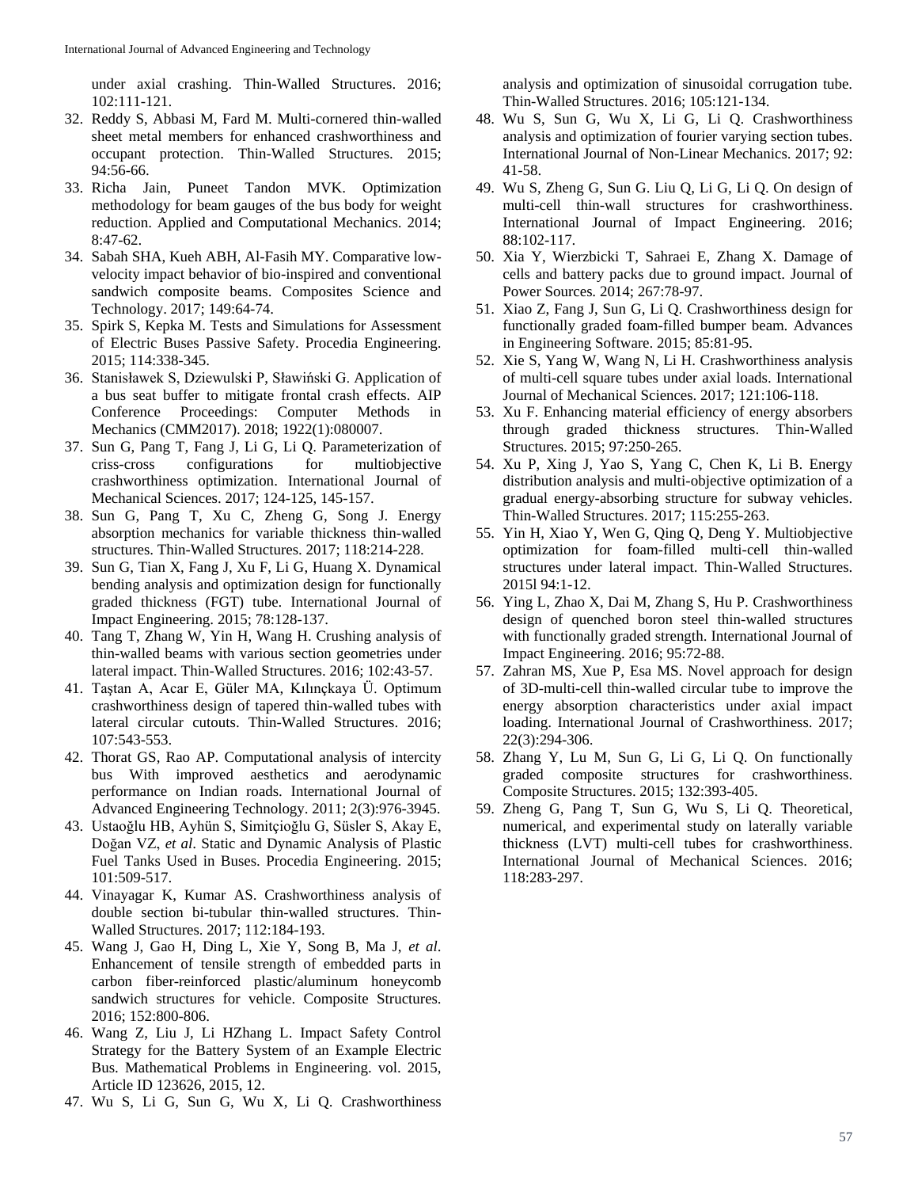under axial crashing. Thin-Walled Structures. 2016; 102:111-121.

32. Reddy S, Abbasi M, Fard M. Multi-cornered thin-walled sheet metal members for enhanced crashworthiness and occupant protection. Thin-Walled Structures. 2015; 94:56-66.
33. Richa Jain, Puneet Tandon MVK. Optimization methodology for beam gauges of the bus body for weight reduction. Applied and Computational Mechanics. 2014; 8:47-62.
34. Sabah SHA, Kueh ABH, Al-Fasih MY. Comparative low-velocity impact behavior of bio-inspired and conventional sandwich composite beams. Composites Science and Technology. 2017; 149:64-74.
35. Spirk S, Kepka M. Tests and Simulations for Assessment of Electric Buses Passive Safety. Procedia Engineering. 2015; 114:338-345.
36. Stanisławek S, Dziewulski P, Sławiński G. Application of a bus seat buffer to mitigate frontal crash effects. AIP Conference Proceedings: Computer Methods in Mechanics (CMM2017). 2018; 1922(1):080007.
37. Sun G, Pang T, Fang J, Li G, Li Q. Parameterization of criss-cross configurations for multiobjective crashworthiness optimization. International Journal of Mechanical Sciences. 2017; 124-125, 145-157.
38. Sun G, Pang T, Xu C, Zheng G, Song J. Energy absorption mechanics for variable thickness thin-walled structures. Thin-Walled Structures. 2017; 118:214-228.
39. Sun G, Tian X, Fang J, Xu F, Li G, Huang X. Dynamical bending analysis and optimization design for functionally graded thickness (FGT) tube. International Journal of Impact Engineering. 2015; 78:128-137.
40. Tang T, Zhang W, Yin H, Wang H. Crushing analysis of thin-walled beams with various section geometries under lateral impact. Thin-Walled Structures. 2016; 102:43-57.
41. Taştan A, Acar E, Güler MA, Kılınçkaya Ü. Optimum crashworthiness design of tapered thin-walled tubes with lateral circular cutouts. Thin-Walled Structures. 2016; 107:543-553.
42. Thorat GS, Rao AP. Computational analysis of intercity bus With improved aesthetics and aerodynamic performance on Indian roads. International Journal of Advanced Engineering Technology. 2011; 2(3):976-3945.
43. Ustaoğlu HB, Ayhün S, Simitçioğlu G, Süsler S, Akay E, Doğan VZ, *et al*. Static and Dynamic Analysis of Plastic Fuel Tanks Used in Buses. Procedia Engineering. 2015; 101:509-517.
44. Vinayagar K, Kumar AS. Crashworthiness analysis of double section bi-tubular thin-walled structures. Thin-Walled Structures. 2017; 112:184-193.
45. Wang J, Gao H, Ding L, Xie Y, Song B, Ma J, *et al*. Enhancement of tensile strength of embedded parts in carbon fiber-reinforced plastic/aluminum honeycomb sandwich structures for vehicle. Composite Structures. 2016; 152:800-806.
46. Wang Z, Liu J, Li HZhang L. Impact Safety Control Strategy for the Battery System of an Example Electric Bus. Mathematical Problems in Engineering. vol. 2015, Article ID 123626, 2015, 12.
47. Wu S, Li G, Sun G, Wu X, Li Q. Crashworthiness analysis and optimization of sinusoidal corrugation tube. Thin-Walled Structures. 2016; 105:121-134.
48. Wu S, Sun G, Wu X, Li G, Li Q. Crashworthiness analysis and optimization of fourier varying section tubes. International Journal of Non-Linear Mechanics. 2017; 92: 41-58.
49. Wu S, Zheng G, Sun G. Liu Q, Li G, Li Q. On design of multi-cell thin-wall structures for crashworthiness. International Journal of Impact Engineering. 2016; 88:102-117.
50. Xia Y, Wierzbicki T, Sahraei E, Zhang X. Damage of cells and battery packs due to ground impact. Journal of Power Sources. 2014; 267:78-97.
51. Xiao Z, Fang J, Sun G, Li Q. Crashworthiness design for functionally graded foam-filled bumper beam. Advances in Engineering Software. 2015; 85:81-95.
52. Xie S, Yang W, Wang N, Li H. Crashworthiness analysis of multi-cell square tubes under axial loads. International Journal of Mechanical Sciences. 2017; 121:106-118.
53. Xu F. Enhancing material efficiency of energy absorbers through graded thickness structures. Thin-Walled Structures. 2015; 97:250-265.
54. Xu P, Xing J, Yao S, Yang C, Chen K, Li B. Energy distribution analysis and multi-objective optimization of a gradual energy-absorbing structure for subway vehicles. Thin-Walled Structures. 2017; 115:255-263.
55. Yin H, Xiao Y, Wen G, Qing Q, Deng Y. Multiobjective optimization for foam-filled multi-cell thin-walled structures under lateral impact. Thin-Walled Structures. 2015l 94:1-12.
56. Ying L, Zhao X, Dai M, Zhang S, Hu P. Crashworthiness design of quenched boron steel thin-walled structures with functionally graded strength. International Journal of Impact Engineering. 2016; 95:72-88.
57. Zahran MS, Xue P, Esa MS. Novel approach for design of 3D-multi-cell thin-walled circular tube to improve the energy absorption characteristics under axial impact loading. International Journal of Crashworthiness. 2017; 22(3):294-306.
58. Zhang Y, Lu M, Sun G, Li G, Li Q. On functionally graded composite structures for crashworthiness. Composite Structures. 2015; 132:393-405.
59. Zheng G, Pang T, Sun G, Wu S, Li Q. Theoretical, numerical, and experimental study on laterally variable thickness (LVT) multi-cell tubes for crashworthiness. International Journal of Mechanical Sciences. 2016; 118:283-297.